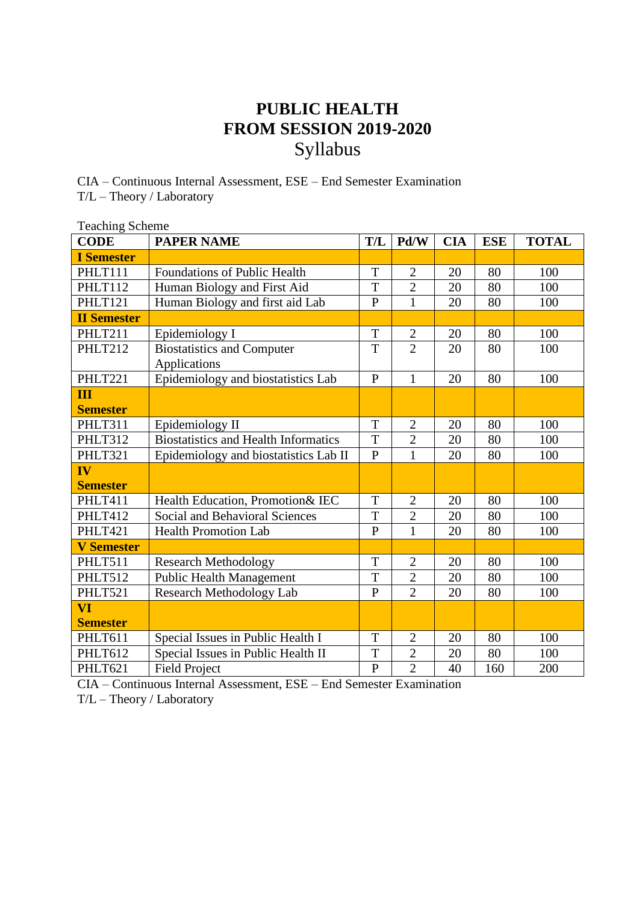# PUBLIC HEALTH
# FROM SESSION 2019-2020
## Syllabus

CIA – Continuous Internal Assessment, ESE – End Semester Examination
T/L – Theory / Laboratory

Teaching Scheme

| CODE | PAPER NAME | T/L | Pd/W | CIA | ESE | TOTAL |
|---|---|---|---|---|---|---|
| **I Semester** | | | | | | |
| PHLT111 | Foundations of Public Health | T | 2 | 20 | 80 | 100 |
| PHLT112 | Human Biology and First Aid | T | 2 | 20 | 80 | 100 |
| PHLT121 | Human Biology and first aid Lab | P | 1 | 20 | 80 | 100 |
| **II Semester** | | | | | | |
| PHLT211 | Epidemiology I | T | 2 | 20 | 80 | 100 |
| PHLT212 | Biostatistics and Computer Applications | T | 2 | 20 | 80 | 100 |
| PHLT221 | Epidemiology and biostatistics Lab | P | 1 | 20 | 80 | 100 |
| **III Semester** | | | | | | |
| PHLT311 | Epidemiology II | T | 2 | 20 | 80 | 100 |
| PHLT312 | Biostatistics and Health Informatics | T | 2 | 20 | 80 | 100 |
| PHLT321 | Epidemiology and biostatistics Lab II | P | 1 | 20 | 80 | 100 |
| **IV Semester** | | | | | | |
| PHLT411 | Health Education, Promotion& IEC | T | 2 | 20 | 80 | 100 |
| PHLT412 | Social and Behavioral Sciences | T | 2 | 20 | 80 | 100 |
| PHLT421 | Health Promotion Lab | P | 1 | 20 | 80 | 100 |
| **V Semester** | | | | | | |
| PHLT511 | Research Methodology | T | 2 | 20 | 80 | 100 |
| PHLT512 | Public Health Management | T | 2 | 20 | 80 | 100 |
| PHLT521 | Research Methodology Lab | P | 2 | 20 | 80 | 100 |
| **VI Semester** | | | | | | |
| PHLT611 | Special Issues in Public Health I | T | 2 | 20 | 80 | 100 |
| PHLT612 | Special Issues in Public Health II | T | 2 | 20 | 80 | 100 |
| PHLT621 | Field Project | P | 2 | 40 | 160 | 200 |

CIA – Continuous Internal Assessment, ESE – End Semester Examination
T/L – Theory / Laboratory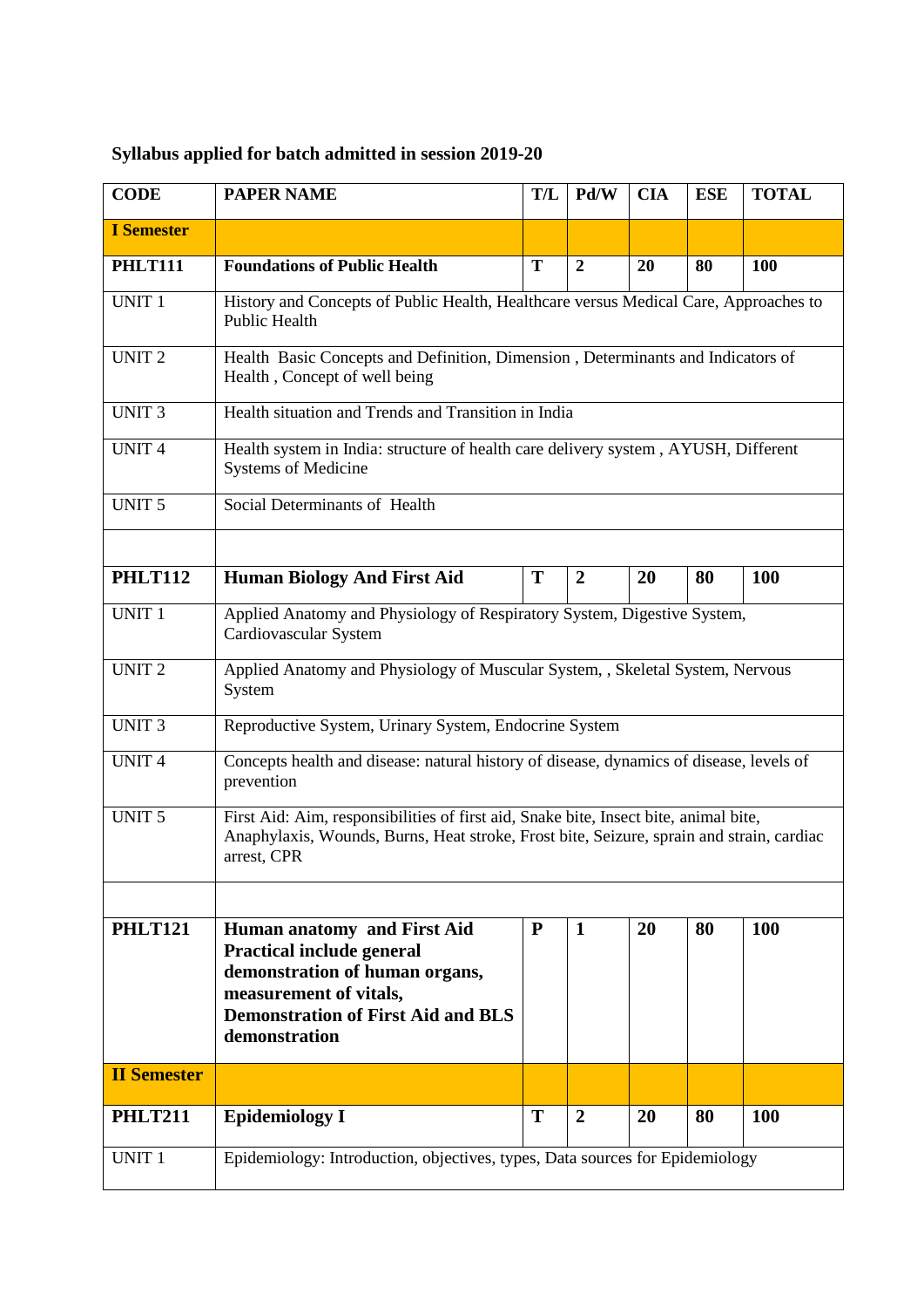**Syllabus applied for batch admitted in session 2019-20**

| CODE | PAPER NAME | T/L | Pd/W | CIA | ESE | TOTAL |
|---|---|---|---|---|---|---|
| **I Semester** | | | | | | |
| **PHLT111** | **Foundations of Public Health** | **T** | **2** | **20** | **80** | **100** |
| UNIT 1 | History and Concepts of Public Health, Healthcare versus Medical Care, Approaches to Public Health | | | | | |
| UNIT 2 | Health Basic Concepts and Definition, Dimension , Determinants and Indicators of Health , Concept of well being | | | | | |
| UNIT 3 | Health situation and Trends and Transition in India | | | | | |
| UNIT 4 | Health system in India: structure of health care delivery system , AYUSH, Different Systems of Medicine | | | | | |
| UNIT 5 | Social Determinants of Health | | | | | |
| | | | | | | |
| **PHLT112** | **Human Biology And First Aid** | **T** | **2** | **20** | **80** | **100** |
| UNIT 1 | Applied Anatomy and Physiology of Respiratory System, Digestive System, Cardiovascular System | | | | | |
| UNIT 2 | Applied Anatomy and Physiology of Muscular System, , Skeletal System, Nervous System | | | | | |
| UNIT 3 | Reproductive System, Urinary System, Endocrine System | | | | | |
| UNIT 4 | Concepts health and disease: natural history of disease, dynamics of disease, levels of prevention | | | | | |
| UNIT 5 | First Aid: Aim, responsibilities of first aid, Snake bite, Insect bite, animal bite, Anaphylaxis, Wounds, Burns, Heat stroke, Frost bite, Seizure, sprain and strain, cardiac arrest, CPR | | | | | |
| | | | | | | |
| **PHLT121** | **Human anatomy and First Aid Practical include general demonstration of human organs, measurement of vitals, Demonstration of First Aid and BLS demonstration** | **P** | **1** | **20** | **80** | **100** |
| **II Semester** | | | | | | |
| **PHLT211** | **Epidemiology I** | **T** | **2** | **20** | **80** | **100** |
| UNIT 1 | Epidemiology: Introduction, objectives, types, Data sources for Epidemiology | | | | | |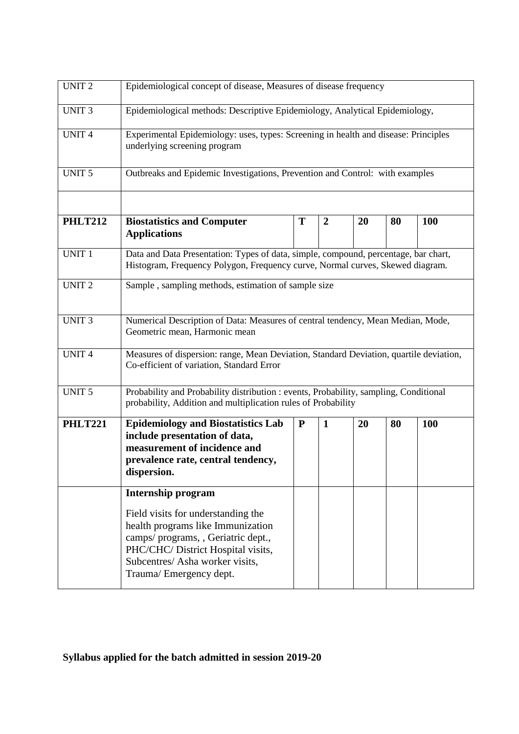| | | | | | | |
|---|---|---|---|---|---|---|
| UNIT 2 | Epidemiological concept of disease, Measures of disease frequency | | | | | |
| UNIT 3 | Epidemiological methods: Descriptive Epidemiology, Analytical Epidemiology, | | | | | |
| UNIT 4 | Experimental Epidemiology: uses, types: Screening in health and disease: Principles underlying screening program | | | | | |
| UNIT 5 | Outbreaks and Epidemic Investigations, Prevention and Control: with examples | | | | | |
| | | | | | | |
| **PHLT212** | **Biostatistics and Computer Applications** | **T** | **2** | **20** | **80** | **100** |
| UNIT 1 | Data and Data Presentation: Types of data, simple, compound, percentage, bar chart, Histogram, Frequency Polygon, Frequency curve, Normal curves, Skewed diagram. | | | | | |
| UNIT 2 | Sample , sampling methods, estimation of sample size | | | | | |
| UNIT 3 | Numerical Description of Data: Measures of central tendency, Mean Median, Mode, Geometric mean, Harmonic mean | | | | | |
| UNIT 4 | Measures of dispersion: range, Mean Deviation, Standard Deviation, quartile deviation, Co-efficient of variation, Standard Error | | | | | |
| UNIT 5 | Probability and Probability distribution : events, Probability, sampling, Conditional probability, Addition and multiplication rules of Probability | | | | | |
| **PHLT221** | **Epidemiology and Biostatistics Lab include presentation of data, measurement of incidence and prevalence rate, central tendency, dispersion.** | **P** | **1** | **20** | **80** | **100** |
| | **Internship program**<br><br>Field visits for understanding the health programs like Immunization camps/ programs, , Geriatric dept., PHC/CHC/ District Hospital visits, Subcentres/ Asha worker visits, Trauma/ Emergency dept. | | | | | |

**Syllabus applied for the batch admitted in session 2019-20**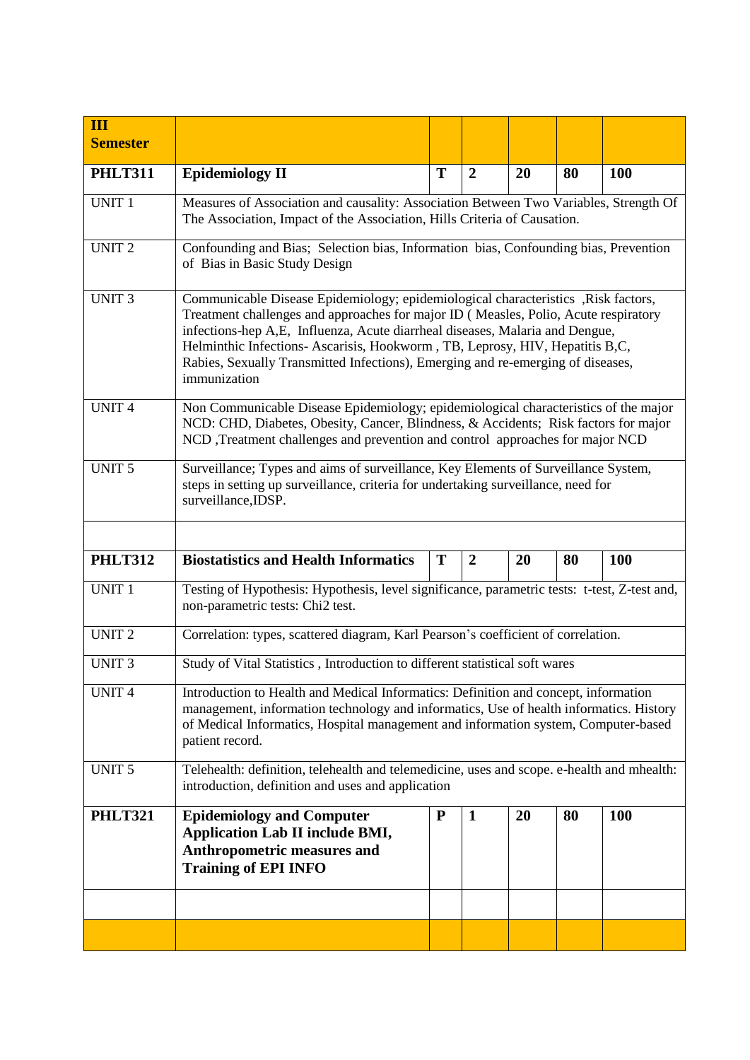| **III Semester** | | | | | | |
|---|---|---|---|---|---|---|
| **PHLT311** | **Epidemiology II** | **T** | **2** | **20** | **80** | **100** |
| UNIT 1 | Measures of Association and causality: Association Between Two Variables, Strength Of The Association, Impact of the Association, Hills Criteria of Causation. | | | | | |
| UNIT 2 | Confounding and Bias; Selection bias, Information bias, Confounding bias, Prevention of Bias in Basic Study Design | | | | | |
| UNIT 3 | Communicable Disease Epidemiology; epidemiological characteristics ,Risk factors, Treatment challenges and approaches for major ID ( Measles, Polio, Acute respiratory infections-hep A,E, Influenza, Acute diarrheal diseases, Malaria and Dengue, Helminthic Infections- Ascarisis, Hookworm , TB, Leprosy, HIV, Hepatitis B,C, Rabies, Sexually Transmitted Infections), Emerging and re-emerging of diseases, immunization | | | | | |
| UNIT 4 | Non Communicable Disease Epidemiology; epidemiological characteristics of the major NCD: CHD, Diabetes, Obesity, Cancer, Blindness, & Accidents; Risk factors for major NCD ,Treatment challenges and prevention and control approaches for major NCD | | | | | |
| UNIT 5 | Surveillance; Types and aims of surveillance, Key Elements of Surveillance System, steps in setting up surveillance, criteria for undertaking surveillance, need for surveillance,IDSP. | | | | | |
| | | | | | | |
| **PHLT312** | **Biostatistics and Health Informatics** | **T** | **2** | **20** | **80** | **100** |
| UNIT 1 | Testing of Hypothesis: Hypothesis, level significance, parametric tests: t-test, Z-test and, non-parametric tests: Chi2 test. | | | | | |
| UNIT 2 | Correlation: types, scattered diagram, Karl Pearson's coefficient of correlation. | | | | | |
| UNIT 3 | Study of Vital Statistics , Introduction to different statistical soft wares | | | | | |
| UNIT 4 | Introduction to Health and Medical Informatics: Definition and concept, information management, information technology and informatics, Use of health informatics. History of Medical Informatics, Hospital management and information system, Computer-based patient record. | | | | | |
| UNIT 5 | Telehealth: definition, telehealth and telemedicine, uses and scope. e-health and mhealth: introduction, definition and uses and application | | | | | |
| **PHLT321** | **Epidemiology and Computer Application Lab II include BMI, Anthropometric measures and Training of EPI INFO** | **P** | **1** | **20** | **80** | **100** |
| | | | | | | |
| | | | | | | |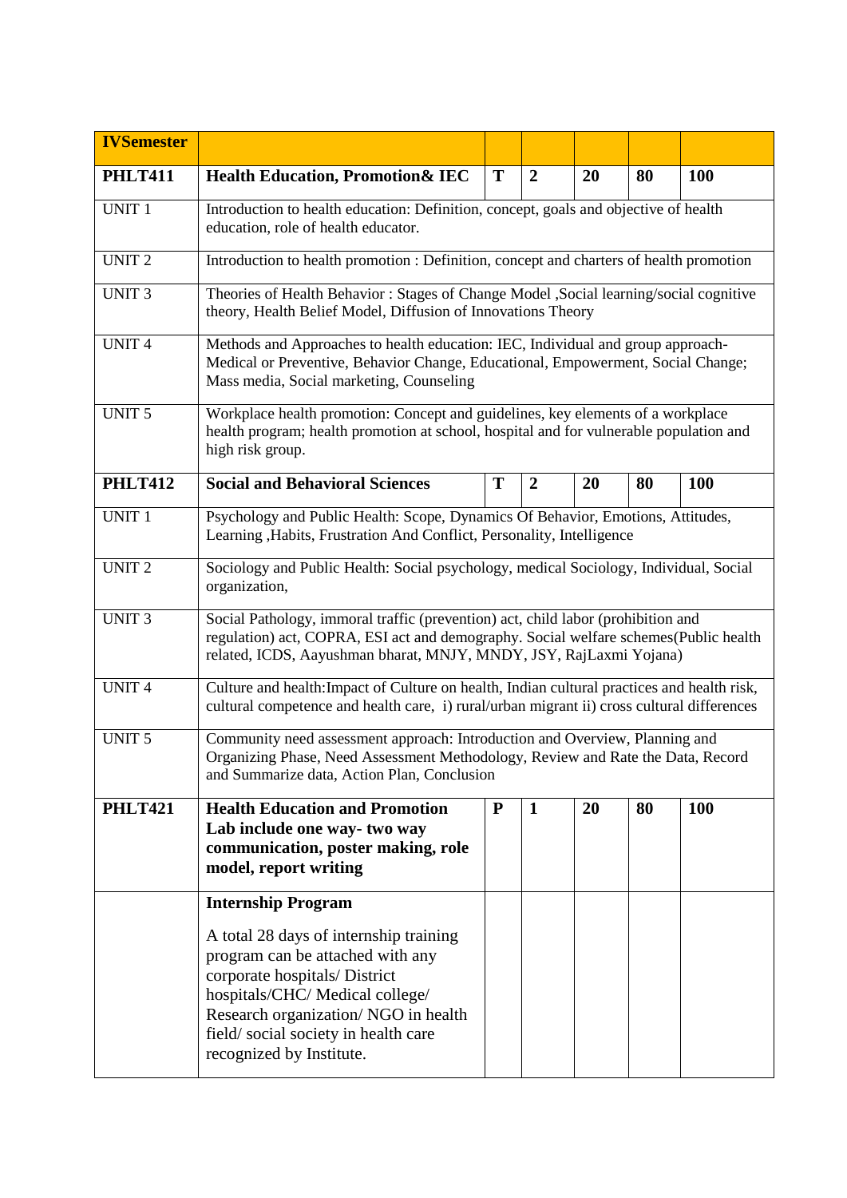| IVSemester | | | | | | |
|---|---|---|---|---|---|---|
| **PHLT411** | **Health Education, Promotion& IEC** | **T** | **2** | **20** | **80** | **100** |
| UNIT 1 | Introduction to health education: Definition, concept, goals and objective of health education, role of health educator. | | | | | |
| UNIT 2 | Introduction to health promotion : Definition, concept and charters of health promotion | | | | | |
| UNIT 3 | Theories of Health Behavior : Stages of Change Model ,Social learning/social cognitive theory, Health Belief Model, Diffusion of Innovations Theory | | | | | |
| UNIT 4 | Methods and Approaches to health education: IEC, Individual and group approach- Medical or Preventive, Behavior Change, Educational, Empowerment, Social Change; Mass media, Social marketing, Counseling | | | | | |
| UNIT 5 | Workplace health promotion: Concept and guidelines, key elements of a workplace health program; health promotion at school, hospital and for vulnerable population and high risk group. | | | | | |
| **PHLT412** | **Social and Behavioral Sciences** | **T** | **2** | **20** | **80** | **100** |
| UNIT 1 | Psychology and Public Health: Scope, Dynamics Of Behavior, Emotions, Attitudes, Learning ,Habits, Frustration And Conflict, Personality, Intelligence | | | | | |
| UNIT 2 | Sociology and Public Health: Social psychology, medical Sociology, Individual, Social organization, | | | | | |
| UNIT 3 | Social Pathology, immoral traffic (prevention) act, child labor (prohibition and regulation) act, COPRA, ESI act and demography. Social welfare schemes(Public health related, ICDS, Aayushman bharat, MNJY, MNDY, JSY, RajLaxmi Yojana) | | | | | |
| UNIT 4 | Culture and health:Impact of Culture on health, Indian cultural practices and health risk, cultural competence and health care, i) rural/urban migrant ii) cross cultural differences | | | | | |
| UNIT 5 | Community need assessment approach: Introduction and Overview, Planning and Organizing Phase, Need Assessment Methodology, Review and Rate the Data, Record and Summarize data, Action Plan, Conclusion | | | | | |
| **PHLT421** | **Health Education and Promotion Lab include one way- two way communication, poster making, role model, report writing** | **P** | **1** | **20** | **80** | **100** |
| | **Internship Program**<br><br>A total 28 days of internship training program can be attached with any corporate hospitals/ District hospitals/CHC/ Medical college/ Research organization/ NGO in health field/ social society in health care recognized by Institute. | | | | | |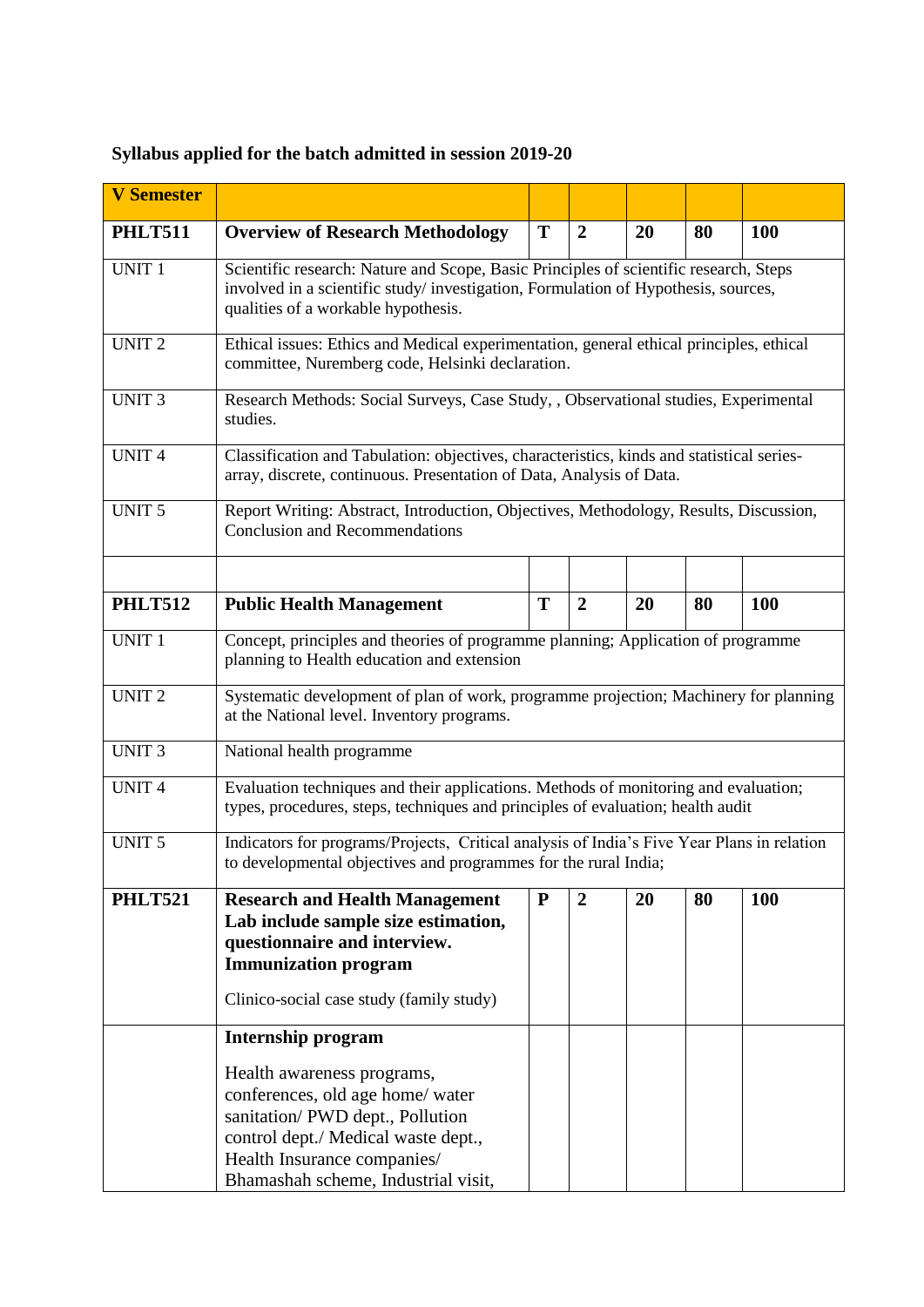**Syllabus applied for the batch admitted in session 2019-20**

| **V Semester** | | | | | | |
|---|---|---|---|---|---|---|
| **PHLT511** | **Overview of Research Methodology** | **T** | **2** | **20** | **80** | **100** |
| UNIT 1 | Scientific research: Nature and Scope, Basic Principles of scientific research, Steps involved in a scientific study/ investigation, Formulation of Hypothesis, sources, qualities of a workable hypothesis. | | | | | |
| UNIT 2 | Ethical issues: Ethics and Medical experimentation, general ethical principles, ethical committee, Nuremberg code, Helsinki declaration. | | | | | |
| UNIT 3 | Research Methods: Social Surveys, Case Study, , Observational studies, Experimental studies. | | | | | |
| UNIT 4 | Classification and Tabulation: objectives, characteristics, kinds and statistical series- array, discrete, continuous. Presentation of Data, Analysis of Data. | | | | | |
| UNIT 5 | Report Writing: Abstract, Introduction, Objectives, Methodology, Results, Discussion, Conclusion and Recommendations | | | | | |
| | | | | | | |
| **PHLT512** | **Public Health Management** | **T** | **2** | **20** | **80** | **100** |
| UNIT 1 | Concept, principles and theories of programme planning; Application of programme planning to Health education and extension | | | | | |
| UNIT 2 | Systematic development of plan of work, programme projection; Machinery for planning at the National level. Inventory programs. | | | | | |
| UNIT 3 | National health programme | | | | | |
| UNIT 4 | Evaluation techniques and their applications. Methods of monitoring and evaluation; types, procedures, steps, techniques and principles of evaluation; health audit | | | | | |
| UNIT 5 | Indicators for programs/Projects, Critical analysis of India's Five Year Plans in relation to developmental objectives and programmes for the rural India; | | | | | |
| **PHLT521** | **Research and Health Management Lab include sample size estimation, questionnaire and interview. Immunization program** <br><br> Clinico-social case study (family study) | **P** | **2** | **20** | **80** | **100** |
| | **Internship program** <br><br> Health awareness programs, conferences, old age home/ water sanitation/ PWD dept., Pollution control dept./ Medical waste dept., Health Insurance companies/ Bhamashah scheme, Industrial visit, | | | | | |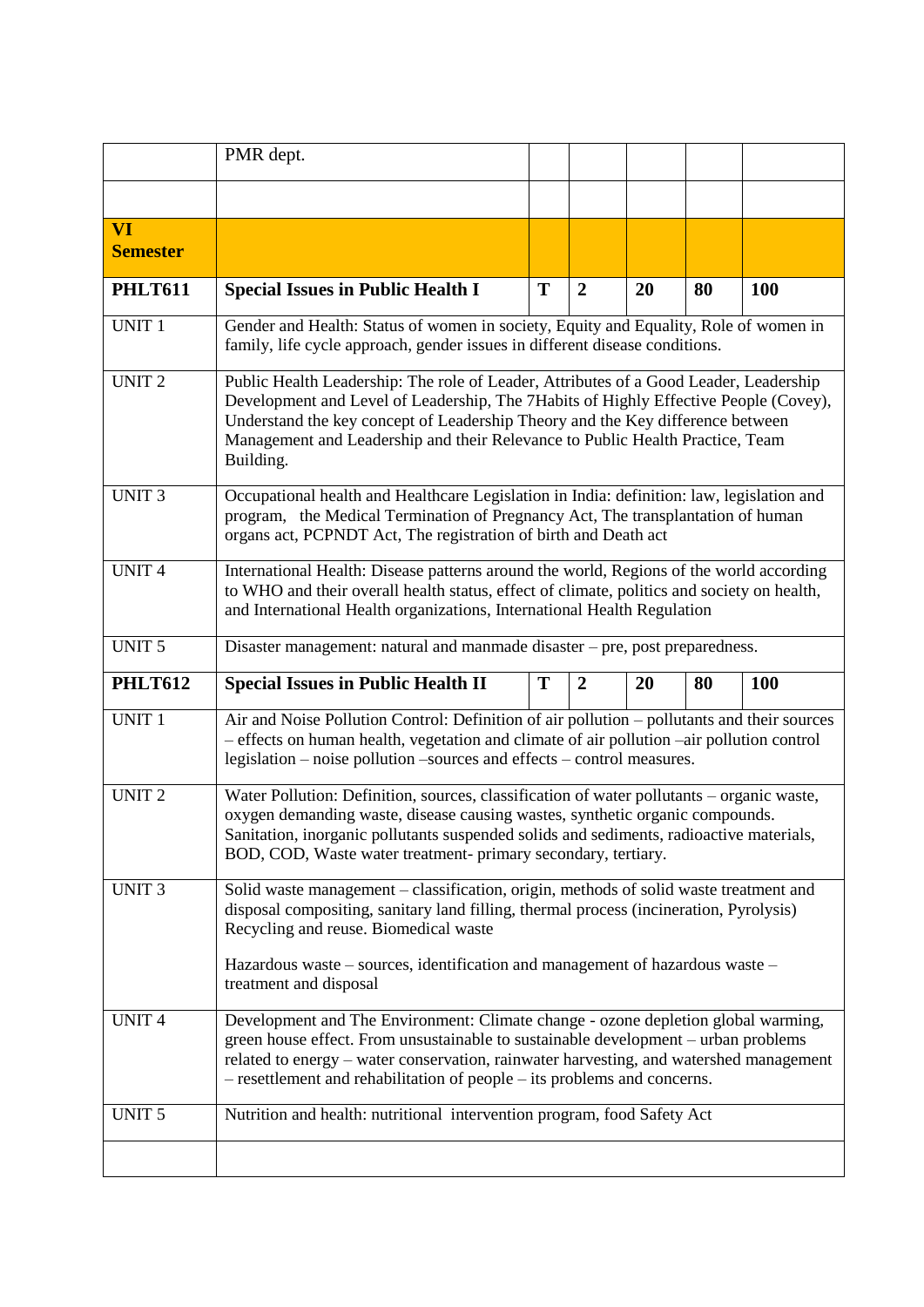| | | | | | | |
|---|---|---|---|---|---|---|
| | PMR dept. | | | | | |
| | | | | | | |
| **VI Semester** | | | | | | |
| **PHLT611** | **Special Issues in Public Health I** | **T** | **2** | **20** | **80** | **100** |
| UNIT 1 | Gender and Health: Status of women in society, Equity and Equality, Role of women in family, life cycle approach, gender issues in different disease conditions. | | | | | |
| UNIT 2 | Public Health Leadership: The role of Leader, Attributes of a Good Leader, Leadership Development and Level of Leadership, The 7Habits of Highly Effective People (Covey), Understand the key concept of Leadership Theory and the Key difference between Management and Leadership and their Relevance to Public Health Practice, Team Building. | | | | | |
| UNIT 3 | Occupational health and Healthcare Legislation in India: definition: law, legislation and program, the Medical Termination of Pregnancy Act, The transplantation of human organs act, PCPNDT Act, The registration of birth and Death act | | | | | |
| UNIT 4 | International Health: Disease patterns around the world, Regions of the world according to WHO and their overall health status, effect of climate, politics and society on health, and International Health organizations, International Health Regulation | | | | | |
| UNIT 5 | Disaster management: natural and manmade disaster – pre, post preparedness. | | | | | |
| **PHLT612** | **Special Issues in Public Health II** | **T** | **2** | **20** | **80** | **100** |
| UNIT 1 | Air and Noise Pollution Control: Definition of air pollution – pollutants and their sources – effects on human health, vegetation and climate of air pollution –air pollution control legislation – noise pollution –sources and effects – control measures. | | | | | |
| UNIT 2 | Water Pollution: Definition, sources, classification of water pollutants – organic waste, oxygen demanding waste, disease causing wastes, synthetic organic compounds. Sanitation, inorganic pollutants suspended solids and sediments, radioactive materials, BOD, COD, Waste water treatment- primary secondary, tertiary. | | | | | |
| UNIT 3 | Solid waste management – classification, origin, methods of solid waste treatment and disposal compositing, sanitary land filling, thermal process (incineration, Pyrolysis) Recycling and reuse. Biomedical waste<br><br>Hazardous waste – sources, identification and management of hazardous waste – treatment and disposal | | | | | |
| UNIT 4 | Development and The Environment: Climate change - ozone depletion global warming, green house effect. From unsustainable to sustainable development – urban problems related to energy – water conservation, rainwater harvesting, and watershed management – resettlement and rehabilitation of people – its problems and concerns. | | | | | |
| UNIT 5 | Nutrition and health: nutritional intervention program, food Safety Act | | | | | |
| | | | | | | |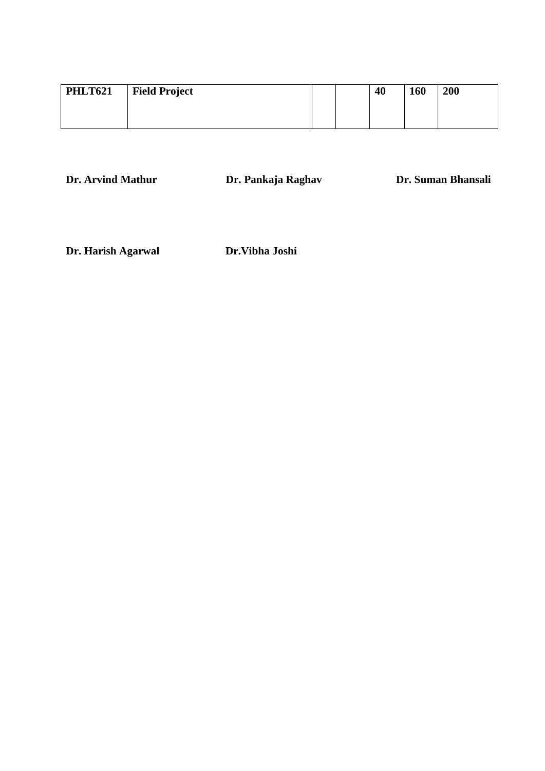| | | | | | | |
|---|---|---|---|---|---|---|
| **PHLT621** | **Field Project** | | | **40** | **160** | **200** |

**Dr. Arvind Mathur** **Dr. Pankaja Raghav** **Dr. Suman Bhansali**

**Dr. Harish Agarwal** **Dr.Vibha Joshi**